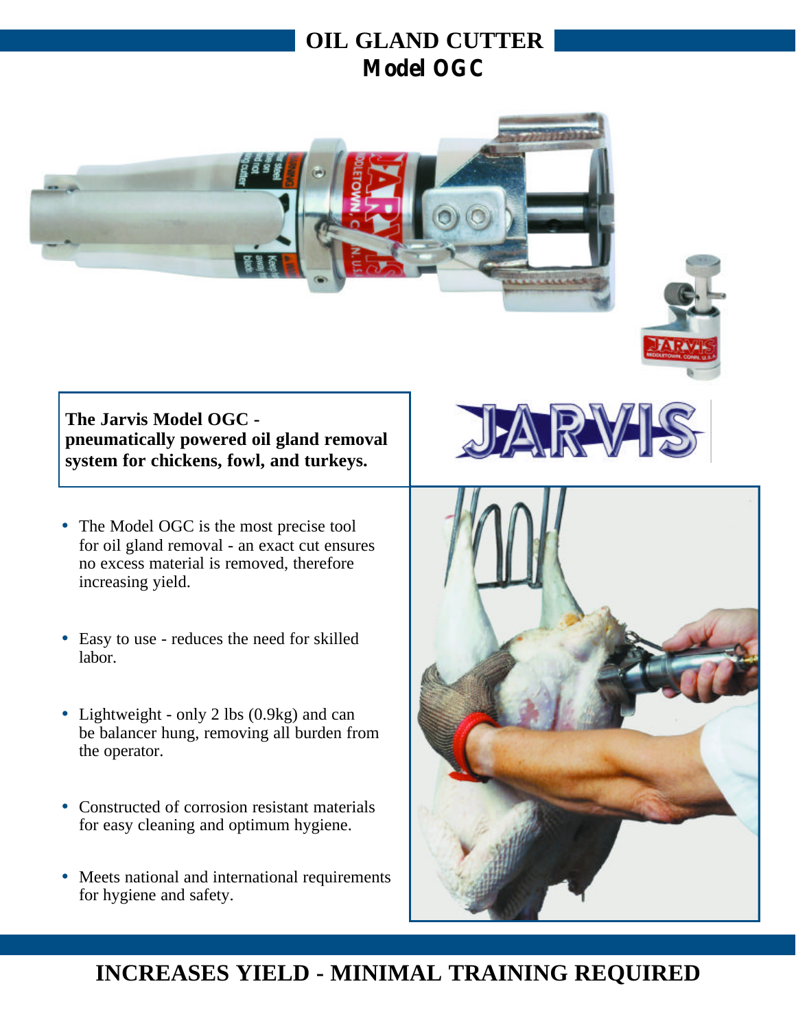# OIL GLAND CUTTER

## Model OGC

**The Jarvis Model OGC - pneumatically powered oil gland removal system for chickens, fowl, and turkeys.**

- The Model OGC is the most precise tool for oil gland removal - an exact cut ensures no excess material is removed, therefore increasing yield.
- Easy to use - reduces the need for skilled labor.
- Lightweight - only 2 lbs (0.9kg) and can be balancer hung, removing all burden from the operator.
- Constructed of corrosion resistant materials for easy cleaning and optimum hygiene.
- Meets national and international requirements for hygiene and safety.

**INCREASES YIELD - MINIMAL TRAINING REQUIRED**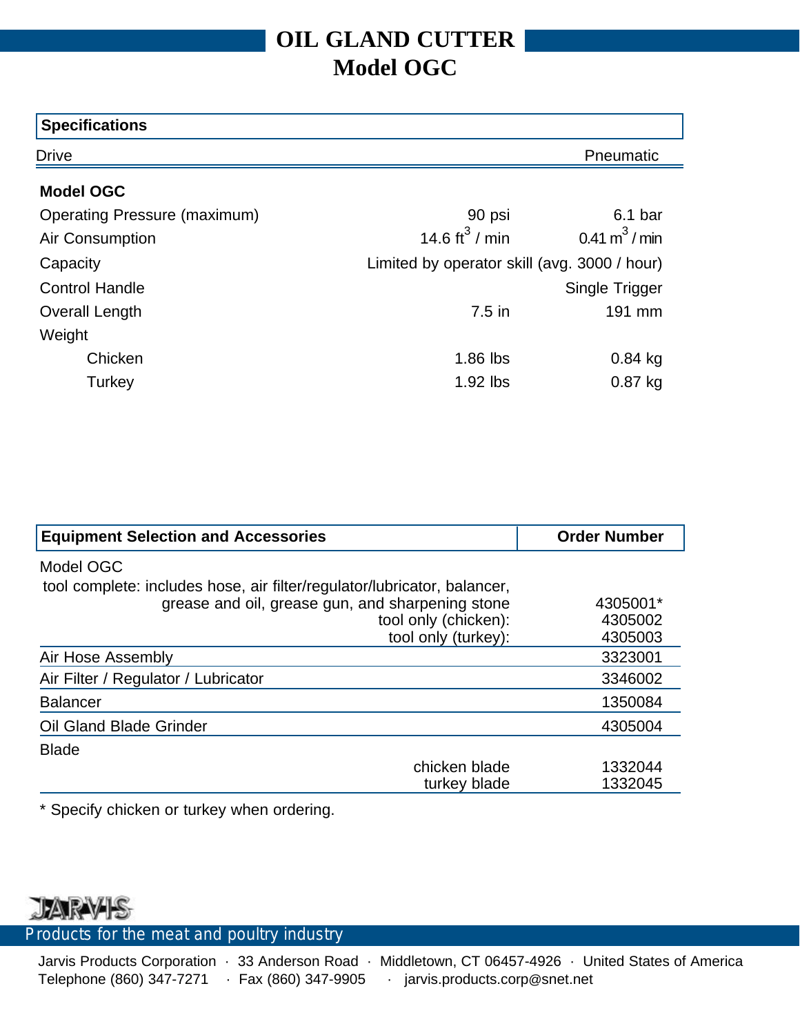# OIL GLAND CUTTER
## Model OGC

| Specifications | | |
|---|---|---|
| Drive | | Pneumatic |
| **Model OGC** | | |
| Operating Pressure (maximum) | 90 psi | 6.1 bar |
| Air Consumption | 14.6 $ft^3$ / min | 0.41 $m^3$ / min |
| Capacity | Limited by operator skill (avg. 3000 / hour) | |
| Control Handle | | Single Trigger |
| Overall Length | 7.5 in | 191 mm |
| Weight | | |
| Chicken | 1.86 lbs | 0.84 kg |
| Turkey | 1.92 lbs | 0.87 kg |

| Equipment Selection and Accessories | Order Number |
|---|---|
| Model OGC | |
| tool complete: includes hose, air filter/regulator/lubricator, balancer, grease and oil, grease gun, and sharpening stone | 4305001* |
| tool only (chicken): | 4305002 |
| tool only (turkey): | 4305003 |
| Air Hose Assembly | 3323001 |
| Air Filter / Regulator / Lubricator | 3346002 |
| Balancer | 1350084 |
| Oil Gland Blade Grinder | 4305004 |
| Blade | |
| chicken blade | 1332044 |
| turkey blade | 1332045 |

* Specify chicken or turkey when ordering.

JARVIS

Products for the meat and poultry industry

Jarvis Products Corporation · 33 Anderson Road · Middletown, CT 06457-4926 · United States of America
Telephone (860) 347-7271 · Fax (860) 347-9905 · jarvis.products.corp@snet.net